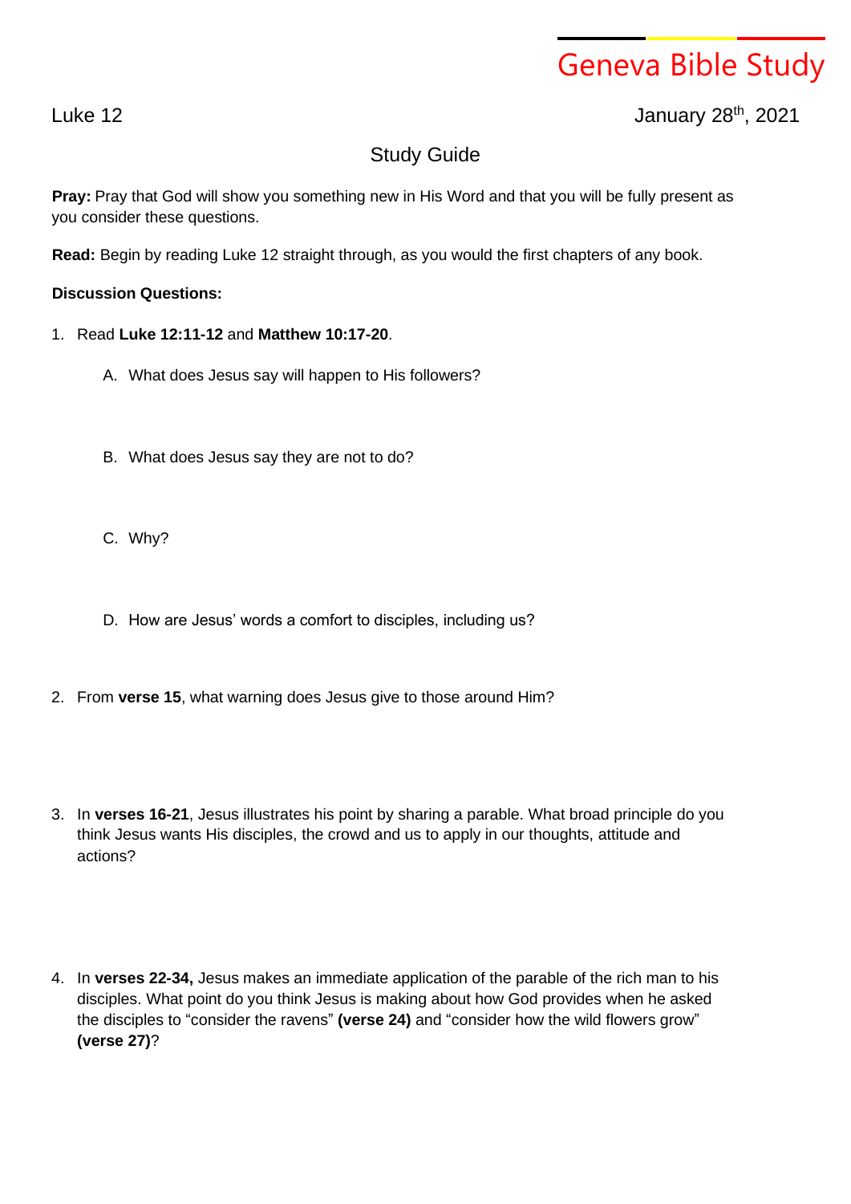# Geneva Bible Study

Luke 12

January 28th, 2021

## Study Guide

**Pray:** Pray that God will show you something new in His Word and that you will be fully present as you consider these questions.

**Read:** Begin by reading Luke 12 straight through, as you would the first chapters of any book.

**Discussion Questions:**

1. Read **Luke 12:11-12** and **Matthew 10:17-20**.

   A. What does Jesus say will happen to His followers?

   B. What does Jesus say they are not to do?

   C. Why?

   D. How are Jesus' words a comfort to disciples, including us?

2. From **verse 15**, what warning does Jesus give to those around Him?

3. In **verses 16-21**, Jesus illustrates his point by sharing a parable. What broad principle do you think Jesus wants His disciples, the crowd and us to apply in our thoughts, attitude and actions?

4. In **verses 22-34,** Jesus makes an immediate application of the parable of the rich man to his disciples. What point do you think Jesus is making about how God provides when he asked the disciples to "consider the ravens" **(verse 24)** and "consider how the wild flowers grow" **(verse 27)**?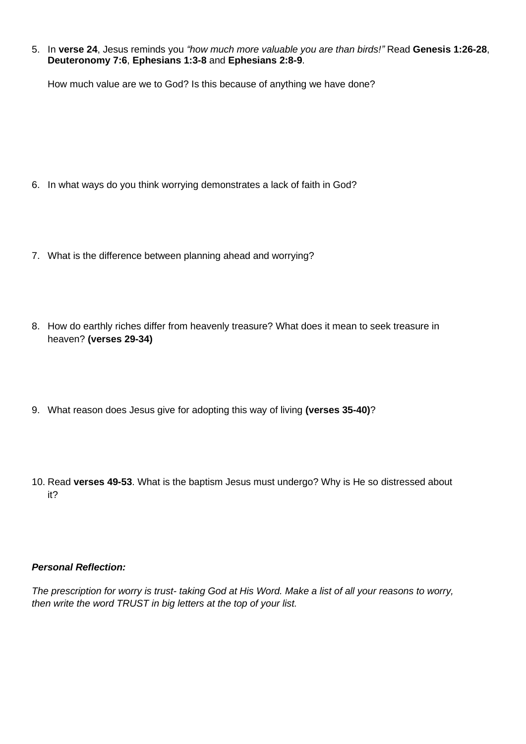5. In **verse 24**, Jesus reminds you *"how much more valuable you are than birds!"* Read **Genesis 1:26-28**, **Deuteronomy 7:6**, **Ephesians 1:3-8** and **Ephesians 2:8-9**.

   How much value are we to God? Is this because of anything we have done?

6. In what ways do you think worrying demonstrates a lack of faith in God?

7. What is the difference between planning ahead and worrying?

8. How do earthly riches differ from heavenly treasure? What does it mean to seek treasure in heaven? **(verses 29-34)**

9. What reason does Jesus give for adopting this way of living **(verses 35-40)**?

10. Read **verses 49-53**. What is the baptism Jesus must undergo? Why is He so distressed about it?

***Personal Reflection:***

*The prescription for worry is trust- taking God at His Word. Make a list of all your reasons to worry, then write the word TRUST in big letters at the top of your list.*